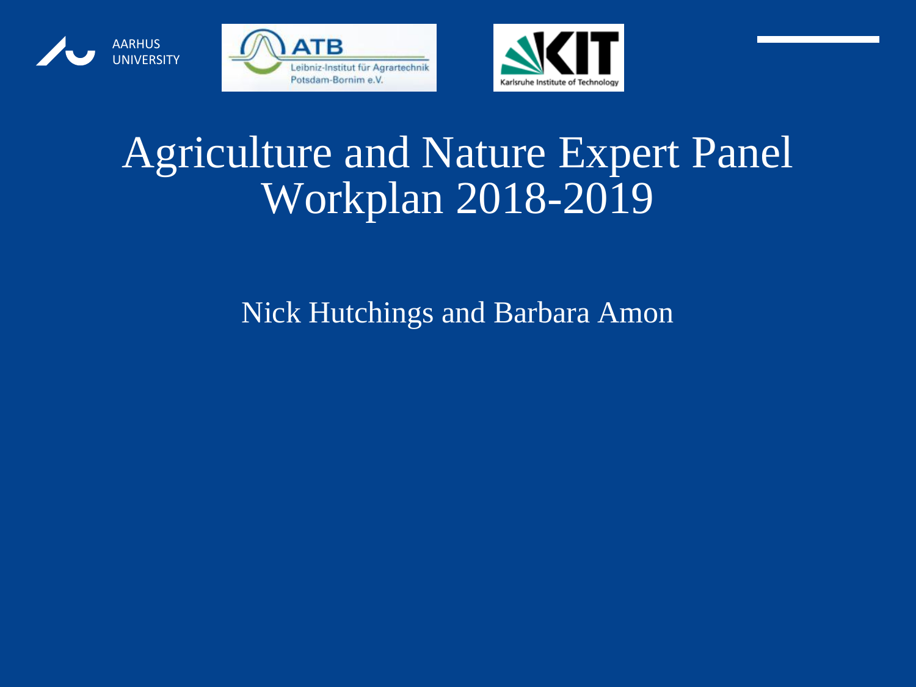AARHUS UNIVERSITY

ATB Leibniz-Institut für Agrartechnik Potsdam-Bornim e.V.

KIT Karlsruhe Institute of Technology

# Agriculture and Nature Expert Panel Workplan 2018-2019

Nick Hutchings and Barbara Amon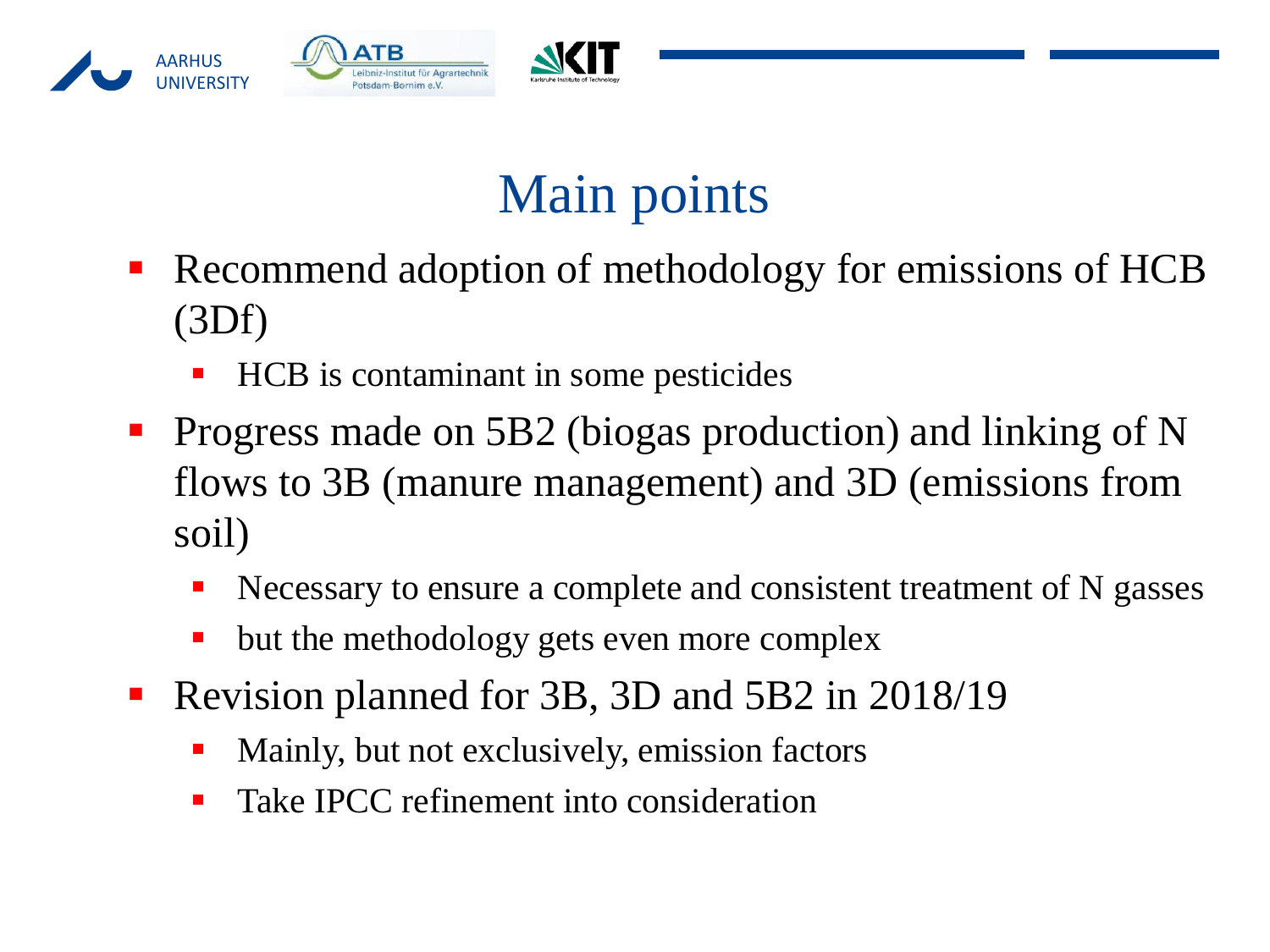# Main points

- Recommend adoption of methodology for emissions of HCB (3Df)
  - HCB is contaminant in some pesticides
- Progress made on 5B2 (biogas production) and linking of N flows to 3B (manure management) and 3D (emissions from soil)
  - Necessary to ensure a complete and consistent treatment of N gasses
  - but the methodology gets even more complex
- Revision planned for 3B, 3D and 5B2 in 2018/19
  - Mainly, but not exclusively, emission factors
  - Take IPCC refinement into consideration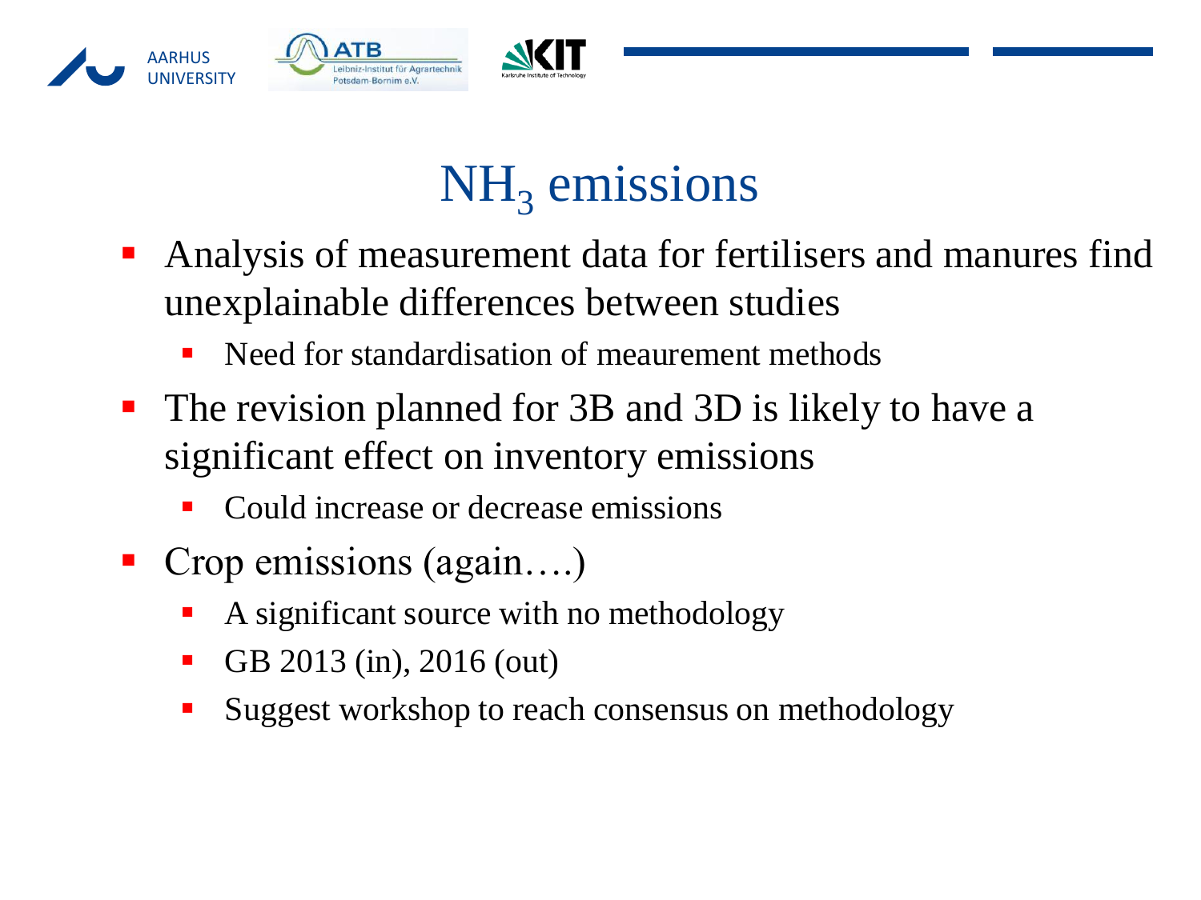# $NH_3$ emissions

- Analysis of measurement data for fertilisers and manures find unexplainable differences between studies
  - Need for standardisation of meaurement methods
- The revision planned for 3B and 3D is likely to have a significant effect on inventory emissions
  - Could increase or decrease emissions
- Crop emissions (again….)
  - A significant source with no methodology
  - GB 2013 (in), 2016 (out)
  - Suggest workshop to reach consensus on methodology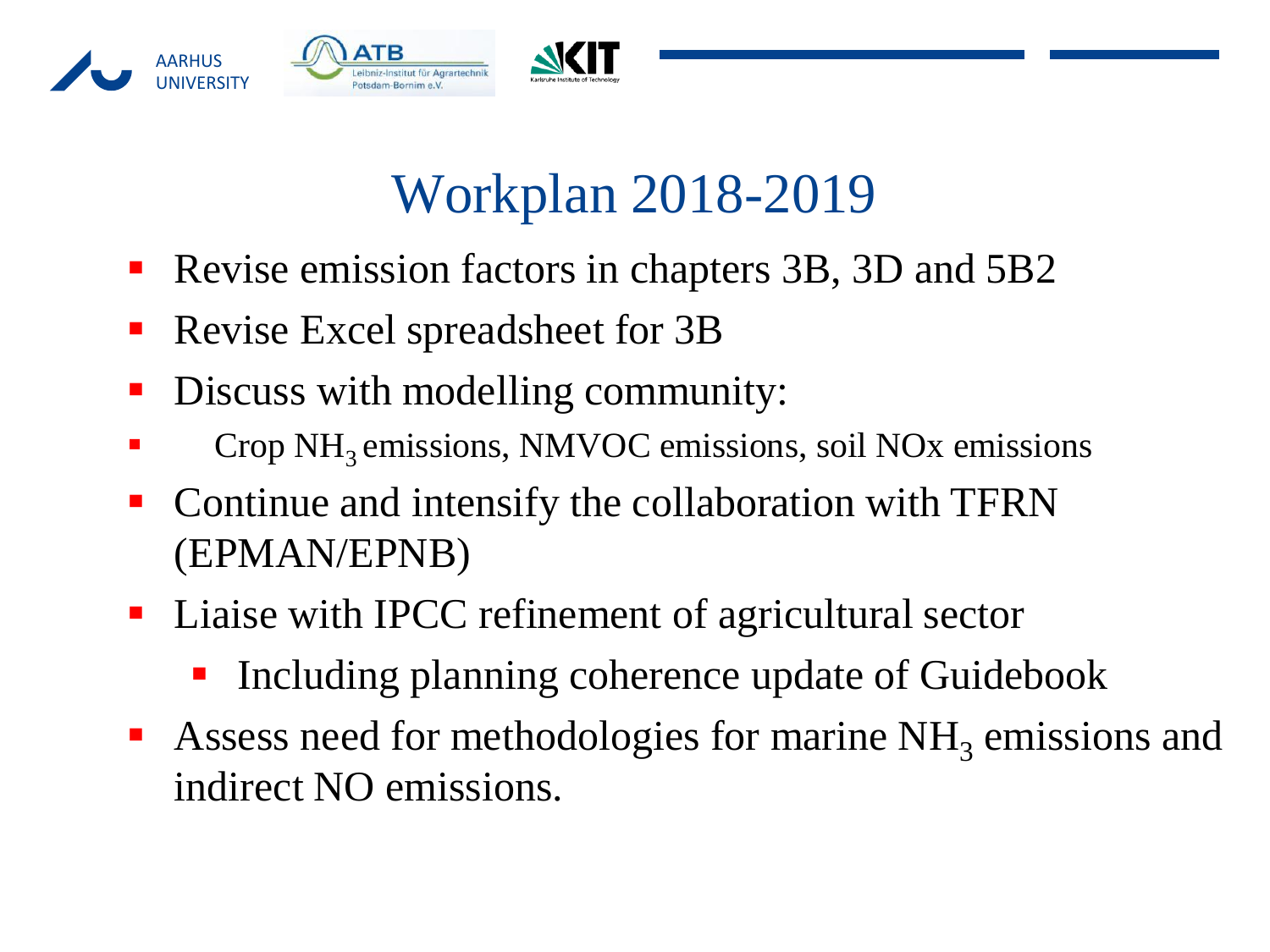# Workplan 2018-2019

- Revise emission factors in chapters 3B, 3D and 5B2
- Revise Excel spreadsheet for 3B
- Discuss with modelling community:
- Crop $NH_3$ emissions, NMVOC emissions, soil NOx emissions
- Continue and intensify the collaboration with TFRN (EPMAN/EPNB)
- Liaise with IPCC refinement of agricultural sector
  - Including planning coherence update of Guidebook
- Assess need for methodologies for marine $NH_3$ emissions and indirect NO emissions.